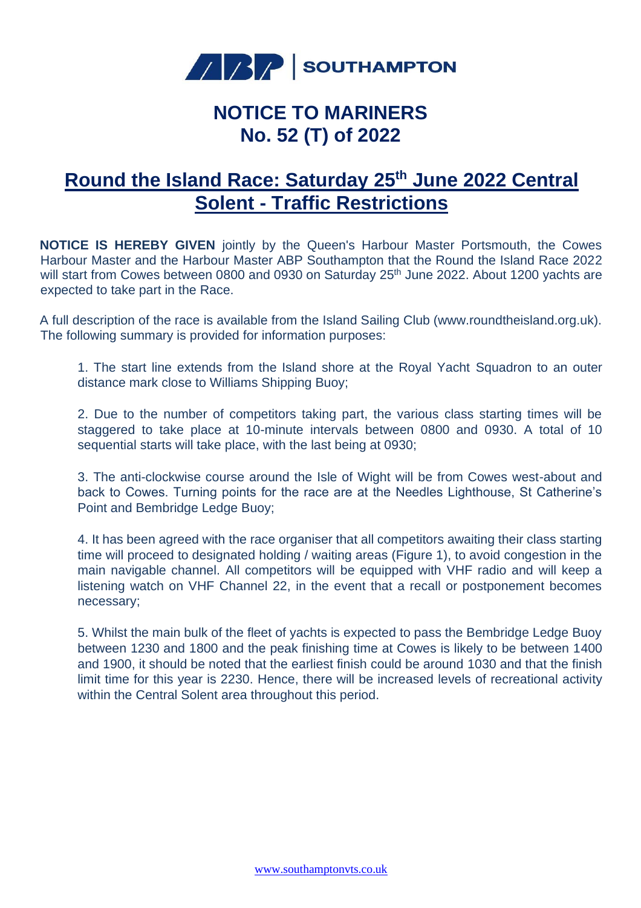ABP | SOUTHAMPTON

# NOTICE TO MARINERS
# No. 52 (T) of 2022

## Round the Island Race: Saturday 25th June 2022 Central Solent - Traffic Restrictions

**NOTICE IS HEREBY GIVEN** jointly by the Queen's Harbour Master Portsmouth, the Cowes Harbour Master and the Harbour Master ABP Southampton that the Round the Island Race 2022 will start from Cowes between 0800 and 0930 on Saturday 25th June 2022. About 1200 yachts are expected to take part in the Race.

A full description of the race is available from the Island Sailing Club (www.roundtheisland.org.uk). The following summary is provided for information purposes:

1. The start line extends from the Island shore at the Royal Yacht Squadron to an outer distance mark close to Williams Shipping Buoy;

2. Due to the number of competitors taking part, the various class starting times will be staggered to take place at 10-minute intervals between 0800 and 0930. A total of 10 sequential starts will take place, with the last being at 0930;

3. The anti-clockwise course around the Isle of Wight will be from Cowes west-about and back to Cowes. Turning points for the race are at the Needles Lighthouse, St Catherine's Point and Bembridge Ledge Buoy;

4. It has been agreed with the race organiser that all competitors awaiting their class starting time will proceed to designated holding / waiting areas (Figure 1), to avoid congestion in the main navigable channel. All competitors will be equipped with VHF radio and will keep a listening watch on VHF Channel 22, in the event that a recall or postponement becomes necessary;

5. Whilst the main bulk of the fleet of yachts is expected to pass the Bembridge Ledge Buoy between 1230 and 1800 and the peak finishing time at Cowes is likely to be between 1400 and 1900, it should be noted that the earliest finish could be around 1030 and that the finish limit time for this year is 2230. Hence, there will be increased levels of recreational activity within the Central Solent area throughout this period.

www.southamptonvts.co.uk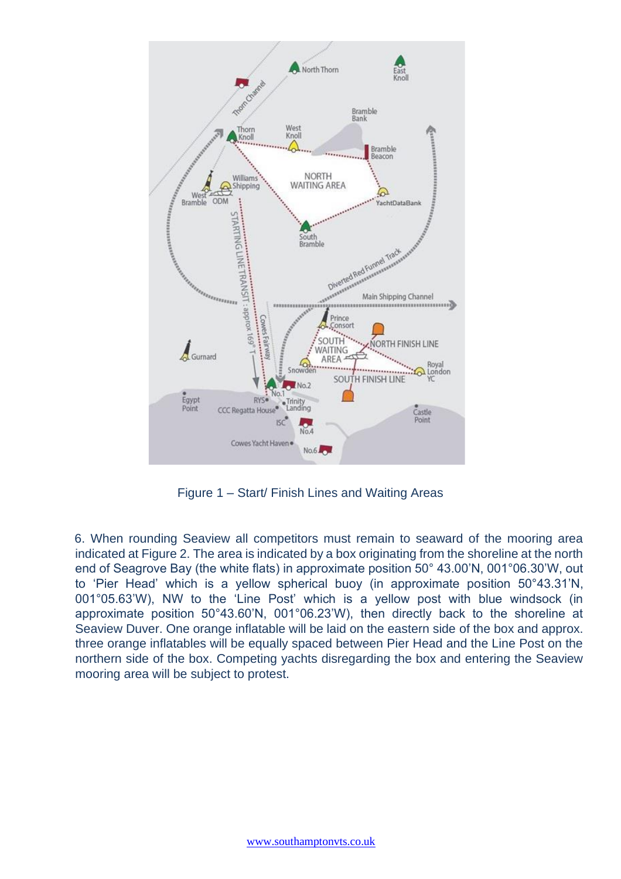Figure 1 – Start/ Finish Lines and Waiting Areas

6. When rounding Seaview all competitors must remain to seaward of the mooring area indicated at Figure 2. The area is indicated by a box originating from the shoreline at the north end of Seagrove Bay (the white flats) in approximate position 50° 43.00'N, 001°06.30'W, out to 'Pier Head' which is a yellow spherical buoy (in approximate position 50°43.31'N, 001°05.63'W), NW to the 'Line Post' which is a yellow post with blue windsock (in approximate position 50°43.60'N, 001°06.23'W), then directly back to the shoreline at Seaview Duver. One orange inflatable will be laid on the eastern side of the box and approx. three orange inflatables will be equally spaced between Pier Head and the Line Post on the northern side of the box. Competing yachts disregarding the box and entering the Seaview mooring area will be subject to protest.

www.southamptonvts.co.uk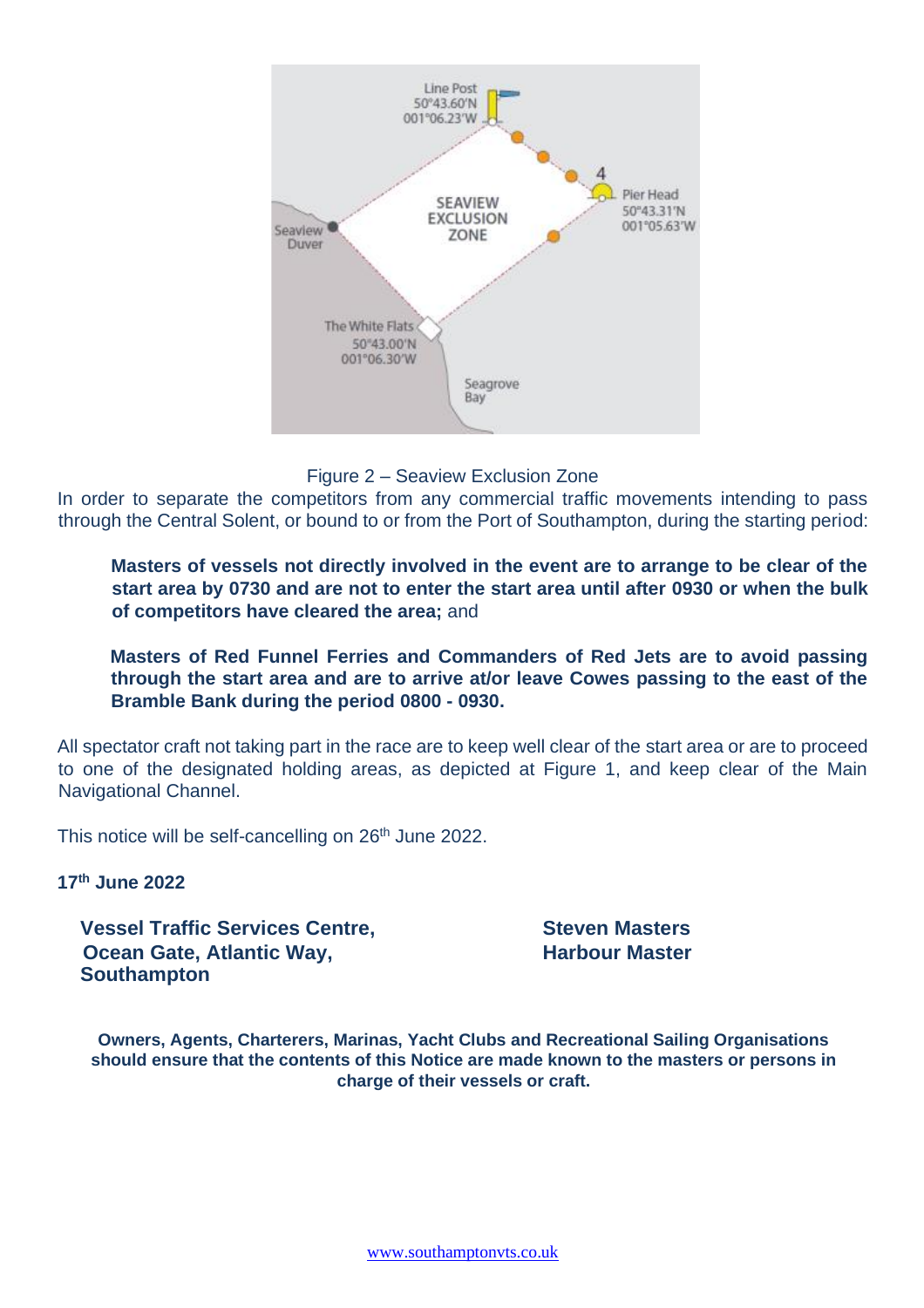Line Post
50°43.60'N
001°06.23'W

4

Pier Head
50°43.31'N
001°05.63'W

SEAVIEW
EXCLUSION
ZONE

Seaview
Duver

The White Flats
50°43.00'N
001°06.30'W

Seagrove
Bay

Figure 2 – Seaview Exclusion Zone

In order to separate the competitors from any commercial traffic movements intending to pass through the Central Solent, or bound to or from the Port of Southampton, during the starting period:

> **Masters of vessels not directly involved in the event are to arrange to be clear of the start area by 0730 and are not to enter the start area until after 0930 or when the bulk of competitors have cleared the area;** and
>
> **Masters of Red Funnel Ferries and Commanders of Red Jets are to avoid passing through the start area and are to arrive at/or leave Cowes passing to the east of the Bramble Bank during the period 0800 - 0930.**

All spectator craft not taking part in the race are to keep well clear of the start area or are to proceed to one of the designated holding areas, as depicted at Figure 1, and keep clear of the Main Navigational Channel.

This notice will be self-cancelling on 26th June 2022.

**17th June 2022**

**Vessel Traffic Services Centre,**
**Ocean Gate, Atlantic Way,**
**Southampton**

**Steven Masters**
**Harbour Master**

**Owners, Agents, Charterers, Marinas, Yacht Clubs and Recreational Sailing Organisations should ensure that the contents of this Notice are made known to the masters or persons in charge of their vessels or craft.**

www.southamptonvts.co.uk